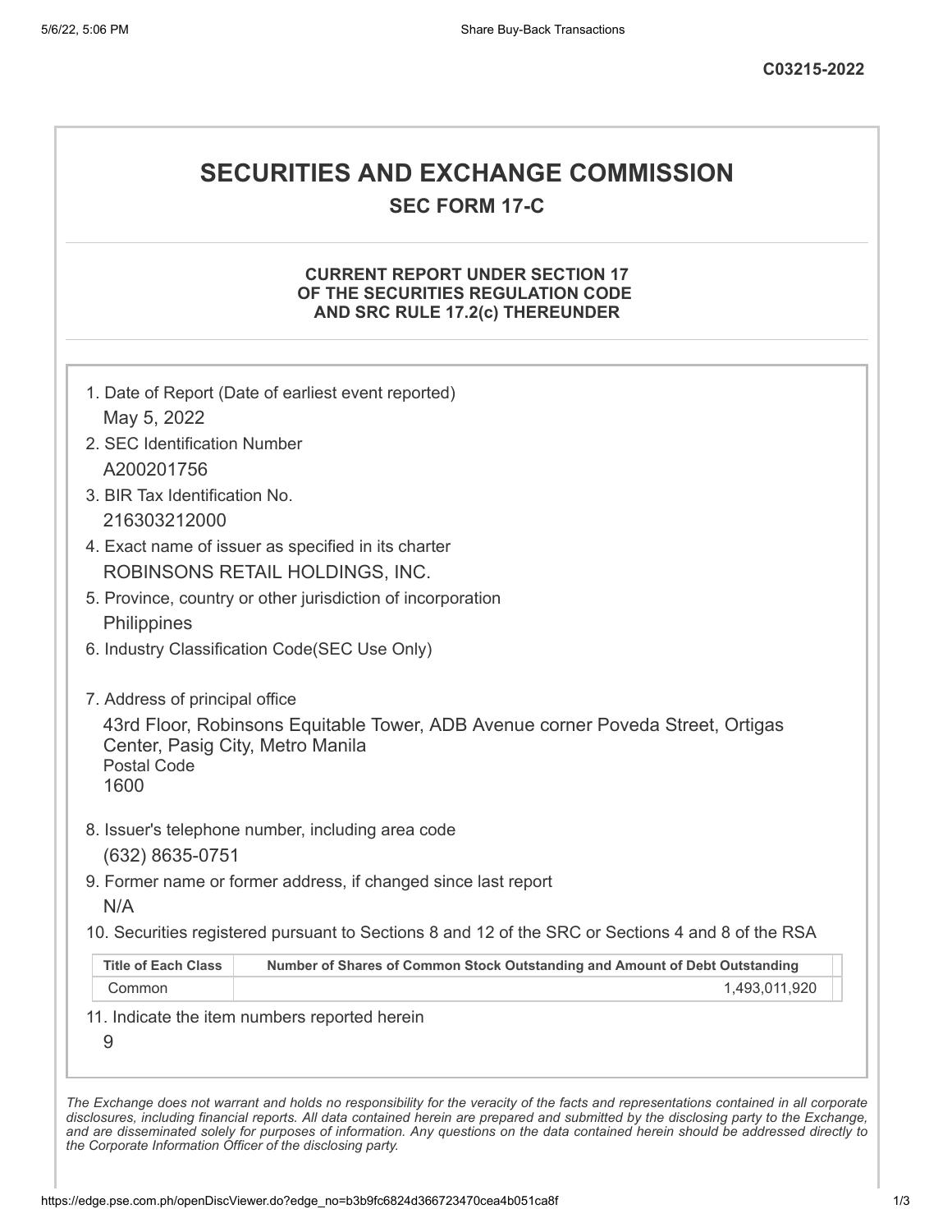C03215-2022

# SECURITIES AND EXCHANGE COMMISSION

## SEC FORM 17-C

### CURRENT REPORT UNDER SECTION 17 OF THE SECURITIES REGULATION CODE AND SRC RULE 17.2(c) THEREUNDER

1. Date of Report (Date of earliest event reported)
   May 5, 2022
2. SEC Identification Number
   A200201756
3. BIR Tax Identification No.
   216303212000
4. Exact name of issuer as specified in its charter
   ROBINSONS RETAIL HOLDINGS, INC.
5. Province, country or other jurisdiction of incorporation
   Philippines
6. Industry Classification Code(SEC Use Only)

7. Address of principal office
   43rd Floor, Robinsons Equitable Tower, ADB Avenue corner Poveda Street, Ortigas Center, Pasig City, Metro Manila
   Postal Code
   1600
8. Issuer's telephone number, including area code
   (632) 8635-0751
9. Former name or former address, if changed since last report
   N/A
10. Securities registered pursuant to Sections 8 and 12 of the SRC or Sections 4 and 8 of the RSA

| Title of Each Class | Number of Shares of Common Stock Outstanding and Amount of Debt Outstanding |
|---|---|
| Common | 1,493,011,920 |

11. Indicate the item numbers reported herein
    9

*The Exchange does not warrant and holds no responsibility for the veracity of the facts and representations contained in all corporate disclosures, including financial reports. All data contained herein are prepared and submitted by the disclosing party to the Exchange, and are disseminated solely for purposes of information. Any questions on the data contained herein should be addressed directly to the Corporate Information Officer of the disclosing party.*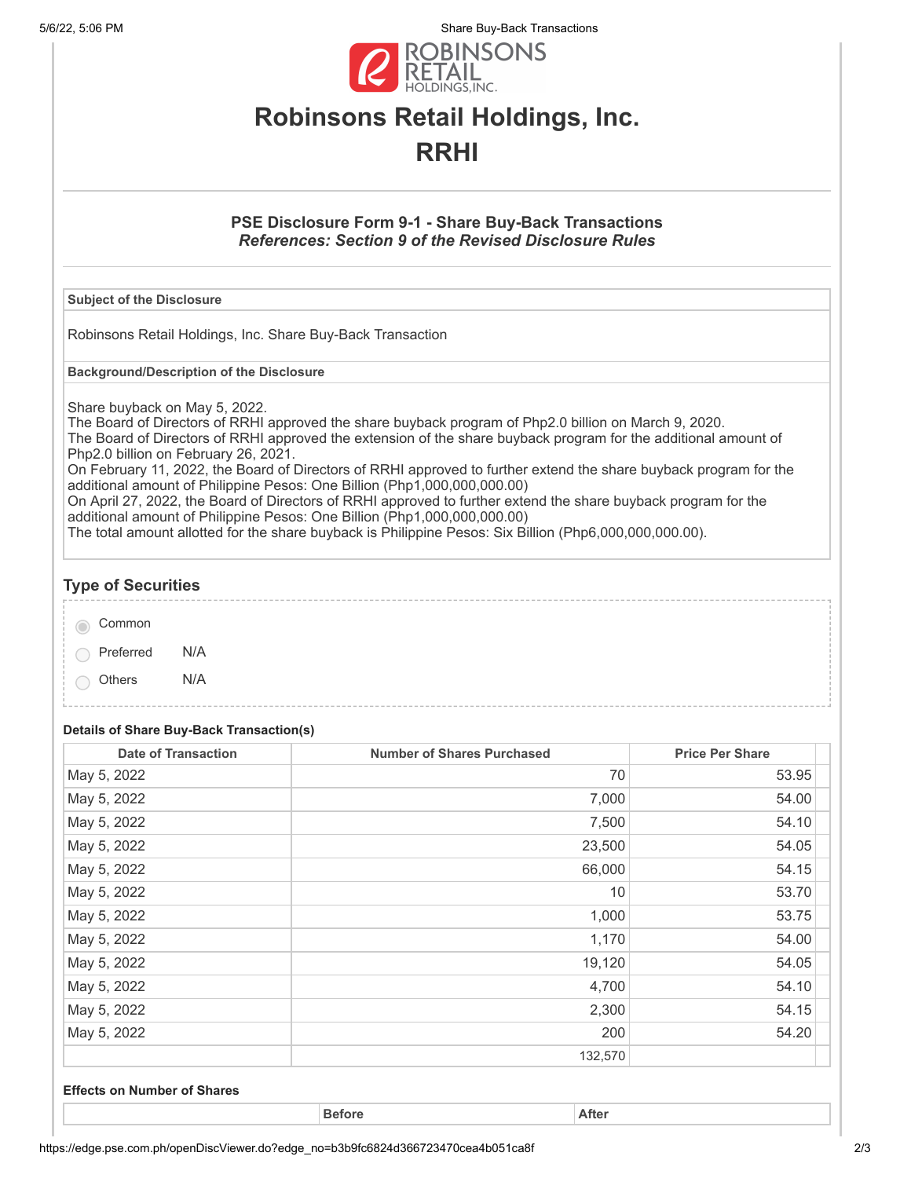# Robinsons Retail Holdings, Inc.

# RRHI

### PSE Disclosure Form 9-1 - Share Buy-Back Transactions

***References: Section 9 of the Revised Disclosure Rules***

**Subject of the Disclosure**

Robinsons Retail Holdings, Inc. Share Buy-Back Transaction

**Background/Description of the Disclosure**

Share buyback on May 5, 2022.
The Board of Directors of RRHI approved the share buyback program of Php2.0 billion on March 9, 2020.
The Board of Directors of RRHI approved the extension of the share buyback program for the additional amount of Php2.0 billion on February 26, 2021.
On February 11, 2022, the Board of Directors of RRHI approved to further extend the share buyback program for the additional amount of Philippine Pesos: One Billion (Php1,000,000,000.00)
On April 27, 2022, the Board of Directors of RRHI approved to further extend the share buyback program for the additional amount of Philippine Pesos: One Billion (Php1,000,000,000.00)
The total amount allotted for the share buyback is Philippine Pesos: Six Billion (Php6,000,000,000.00).

## Type of Securities

- ◉ Common
- ○ Preferred N/A
- ○ Others N/A

**Details of Share Buy-Back Transaction(s)**

| Date of Transaction | Number of Shares Purchased | Price Per Share |
|---|---|---|
| May 5, 2022 | 70 | 53.95 |
| May 5, 2022 | 7,000 | 54.00 |
| May 5, 2022 | 7,500 | 54.10 |
| May 5, 2022 | 23,500 | 54.05 |
| May 5, 2022 | 66,000 | 54.15 |
| May 5, 2022 | 10 | 53.70 |
| May 5, 2022 | 1,000 | 53.75 |
| May 5, 2022 | 1,170 | 54.00 |
| May 5, 2022 | 19,120 | 54.05 |
| May 5, 2022 | 4,700 | 54.10 |
| May 5, 2022 | 2,300 | 54.15 |
| May 5, 2022 | 200 | 54.20 |
| | 132,570 | |

**Effects on Number of Shares**

| | Before | After |
|---|---|---|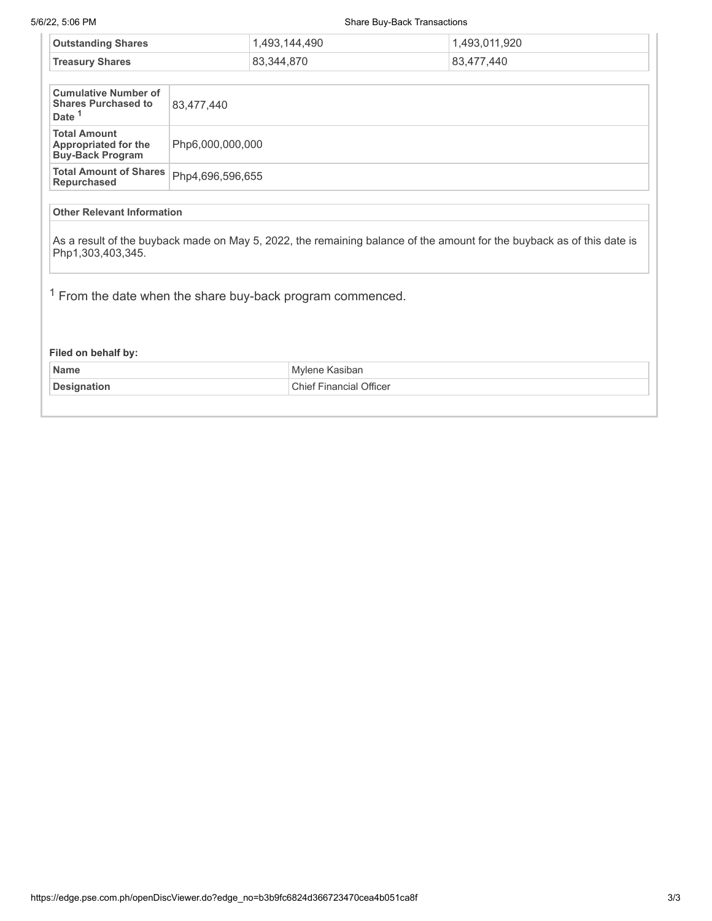| | | |
|---|---|---|
| **Outstanding Shares** | 1,493,144,490 | 1,493,011,920 |
| **Treasury Shares** | 83,344,870 | 83,477,440 |

| | |
|---|---|
| **Cumulative Number of Shares Purchased to Date** [1] | 83,477,440 |
| **Total Amount Appropriated for the Buy-Back Program** | Php6,000,000,000 |
| **Total Amount of Shares Repurchased** | Php4,696,596,655 |

**Other Relevant Information**

As a result of the buyback made on May 5, 2022, the remaining balance of the amount for the buyback as of this date is Php1,303,403,345.

[1] From the date when the share buy-back program commenced.

**Filed on behalf by:**

| | |
|---|---|
| **Name** | Mylene Kasiban |
| **Designation** | Chief Financial Officer |